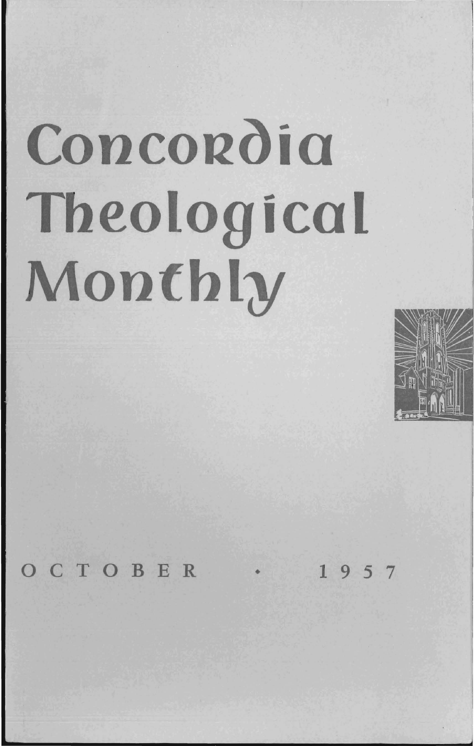# Concordia Theological Monthly

OCTOBER • 1957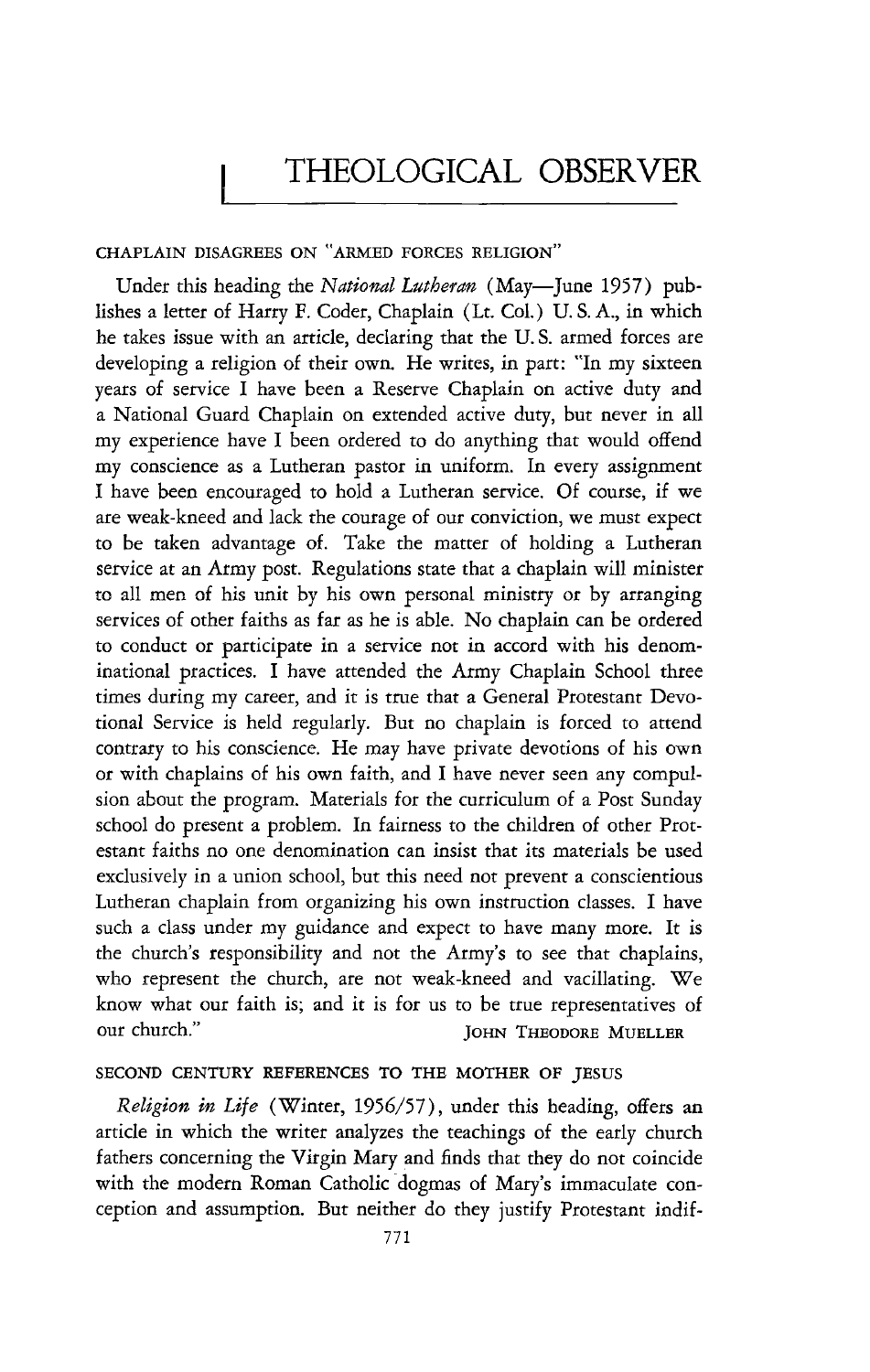# THEOLOGICAL OBSERVER

## CHAPLAIN DISAGREES ON "ARMED FORCES RELIGION"

Under this heading the *National Lutheran* (May—June 1957) publishes a letter of Harry F. Coder, Chaplain (Lt. Col.) U. S. A., in which he takes issue with an article, declaring that the U. S. armed forces are developing a religion of their own. He writes, in part: "In my sixteen years of service I have been a Reserve Chaplain on active duty and a National Guard Chaplain on extended active duty, but never in all my experience have I been ordered to do anything that would offend my conscience as a Lutheran pastor in uniform. In every assignment I have been encouraged to hold a Lutheran service. Of course, if we are weak-kneed and lack the courage of our conviction, we must expect to be taken advantage of. Take the matter of holding a Lutheran service at an Army post. Regulations state that a chaplain will minister to all men of his unit by his own personal ministry or by arranging services of other faiths as far as he is able. No chaplain can be ordered to conduct or participate in a service not in accord with his denominational practices. I have attended the Army Chaplain School three times during my career, and it is true that a General Protestant Devotional Service is held regularly. But no chaplain is forced to attend contrary to his conscience. He may have private devotions of his own or with chaplains of his own faith, and I have never seen any compulsion about the program. Materials for the curriculum of a Post Sunday school do present a problem. In fairness to the children of other Protestant faiths no one denomination can insist that its materials be used exclusively in a union school, but this need not prevent a conscientious Lutheran chaplain from organizing his own instruction classes. I have such a class under my guidance and expect to have many more. It is the church's responsibility and not the Army's to see that chaplains, who represent the church, are not weak-kneed and vacillating. We know what our faith is; and it is for us to be true representatives of our church."

JOHN THEODORE MUELLER

## SECOND CENTURY REFERENCES TO THE MOTHER OF JESUS

*Religion in Life* (Winter, 1956/57), under this heading, offers an article in which the writer analyzes the teachings of the early church fathers concerning the Virgin Mary and finds that they do not coincide with the modern Roman Catholic dogmas of Mary's immaculate conception and assumption. But neither do they justify Protestant indif-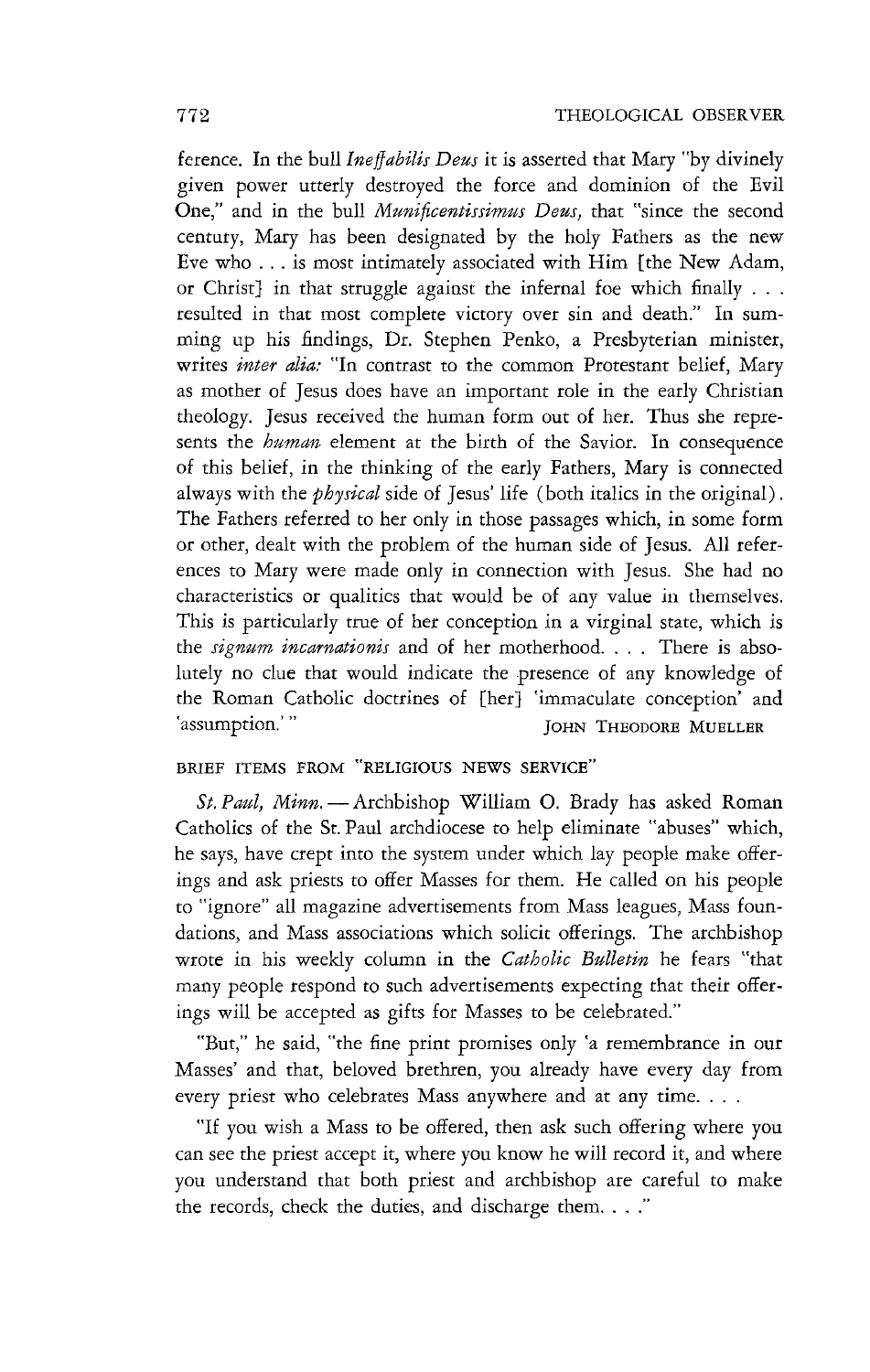ference. In the bull *Ineffabilis Deus* it is asserted that Mary "by divinely given power utterly destroyed the force and dominion of the Evil One," and in the bull *Munificentissimus Deus,* that "since the second century, Mary has been designated by the holy Fathers as the new Eve who . . . is most intimately associated with Him [the New Adam, or Christ] in that struggle against the infernal foe which finally . . . resulted in that most complete victory over sin and death." In summing up his findings, Dr. Stephen Penko, a Presbyterian minister, writes *inter alia:* "In contrast to the common Protestant belief, Mary as mother of Jesus does have an important role in the early Christian theology. Jesus received the human form out of her. Thus she represents the *human* element at the birth of the Savior. In consequence of this belief, in the thinking of the early Fathers, Mary is connected always with the *physical* side of Jesus' life (both italics in the original). The Fathers referred to her only in those passages which, in some form or other, dealt with the problem of the human side of Jesus. All references to Mary were made only in connection with Jesus. She had no characteristics or qualities that would be of any value in themselves. This is particularly true of her conception in a virginal state, which is the *signum incarnationis* and of her motherhood. . . . There is absolutely no clue that would indicate the presence of any knowledge of the Roman Catholic doctrines of [her] 'immaculate conception' and 'assumption.' "

JOHN THEODORE MUELLER

## BRIEF ITEMS FROM "RELIGIOUS NEWS SERVICE"

*St. Paul, Minn.* — Archbishop William O. Brady has asked Roman Catholics of the St. Paul archdiocese to help eliminate "abuses" which, he says, have crept into the system under which lay people make offerings and ask priests to offer Masses for them. He called on his people to "ignore" all magazine advertisements from Mass leagues, Mass foundations, and Mass associations which solicit offerings. The archbishop wrote in his weekly column in the *Catholic Bulletin* he fears "that many people respond to such advertisements expecting that their offerings will be accepted as gifts for Masses to be celebrated."

"But," he said, "the fine print promises only 'a remembrance in our Masses' and that, beloved brethren, you already have every day from every priest who celebrates Mass anywhere and at any time. . . .

"If you wish a Mass to be offered, then ask such offering where you can see the priest accept it, where you know he will record it, and where you understand that both priest and archbishop are careful to make the records, check the duties, and discharge them. . . ."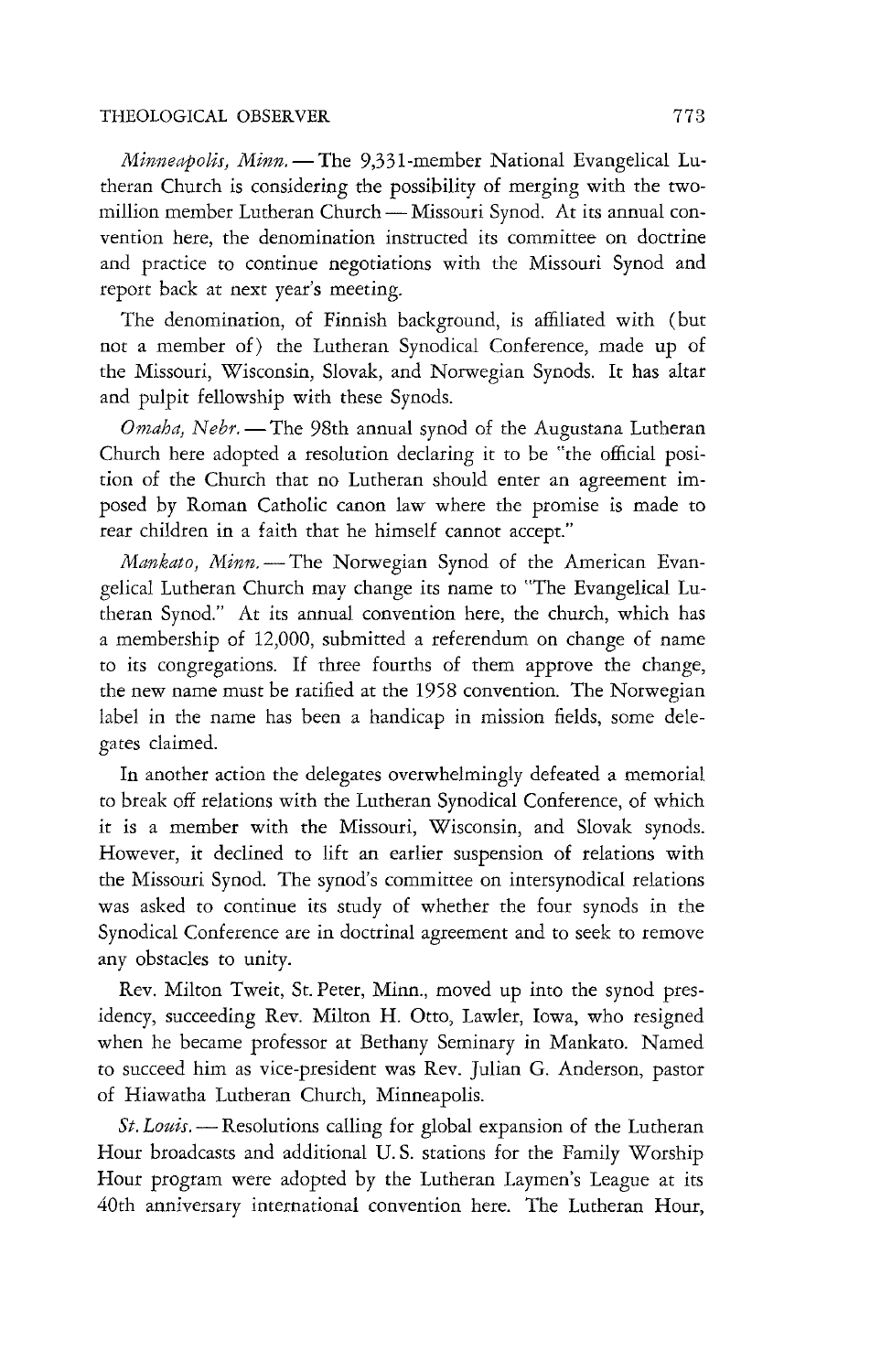*Minneapolis, Minn.* — The 9,331-member National Evangelical Lutheran Church is considering the possibility of merging with the two-million member Lutheran Church — Missouri Synod. At its annual convention here, the denomination instructed its committee on doctrine and practice to continue negotiations with the Missouri Synod and report back at next year's meeting.

The denomination, of Finnish background, is affiliated with (but not a member of) the Lutheran Synodical Conference, made up of the Missouri, Wisconsin, Slovak, and Norwegian Synods. It has altar and pulpit fellowship with these Synods.

*Omaha, Nebr.* — The 98th annual synod of the Augustana Lutheran Church here adopted a resolution declaring it to be "the official position of the Church that no Lutheran should enter an agreement imposed by Roman Catholic canon law where the promise is made to rear children in a faith that he himself cannot accept."

*Mankato, Minn.* — The Norwegian Synod of the American Evangelical Lutheran Church may change its name to "The Evangelical Lutheran Synod." At its annual convention here, the church, which has a membership of 12,000, submitted a referendum on change of name to its congregations. If three fourths of them approve the change, the new name must be ratified at the 1958 convention. The Norwegian label in the name has been a handicap in mission fields, some delegates claimed.

In another action the delegates overwhelmingly defeated a memorial to break off relations with the Lutheran Synodical Conference, of which it is a member with the Missouri, Wisconsin, and Slovak synods. However, it declined to lift an earlier suspension of relations with the Missouri Synod. The synod's committee on intersynodical relations was asked to continue its study of whether the four synods in the Synodical Conference are in doctrinal agreement and to seek to remove any obstacles to unity.

Rev. Milton Tweit, St. Peter, Minn., moved up into the synod presidency, succeeding Rev. Milton H. Otto, Lawler, Iowa, who resigned when he became professor at Bethany Seminary in Mankato. Named to succeed him as vice-president was Rev. Julian G. Anderson, pastor of Hiawatha Lutheran Church, Minneapolis.

*St. Louis.* — Resolutions calling for global expansion of the Lutheran Hour broadcasts and additional U.S. stations for the Family Worship Hour program were adopted by the Lutheran Laymen's League at its 40th anniversary international convention here. The Lutheran Hour,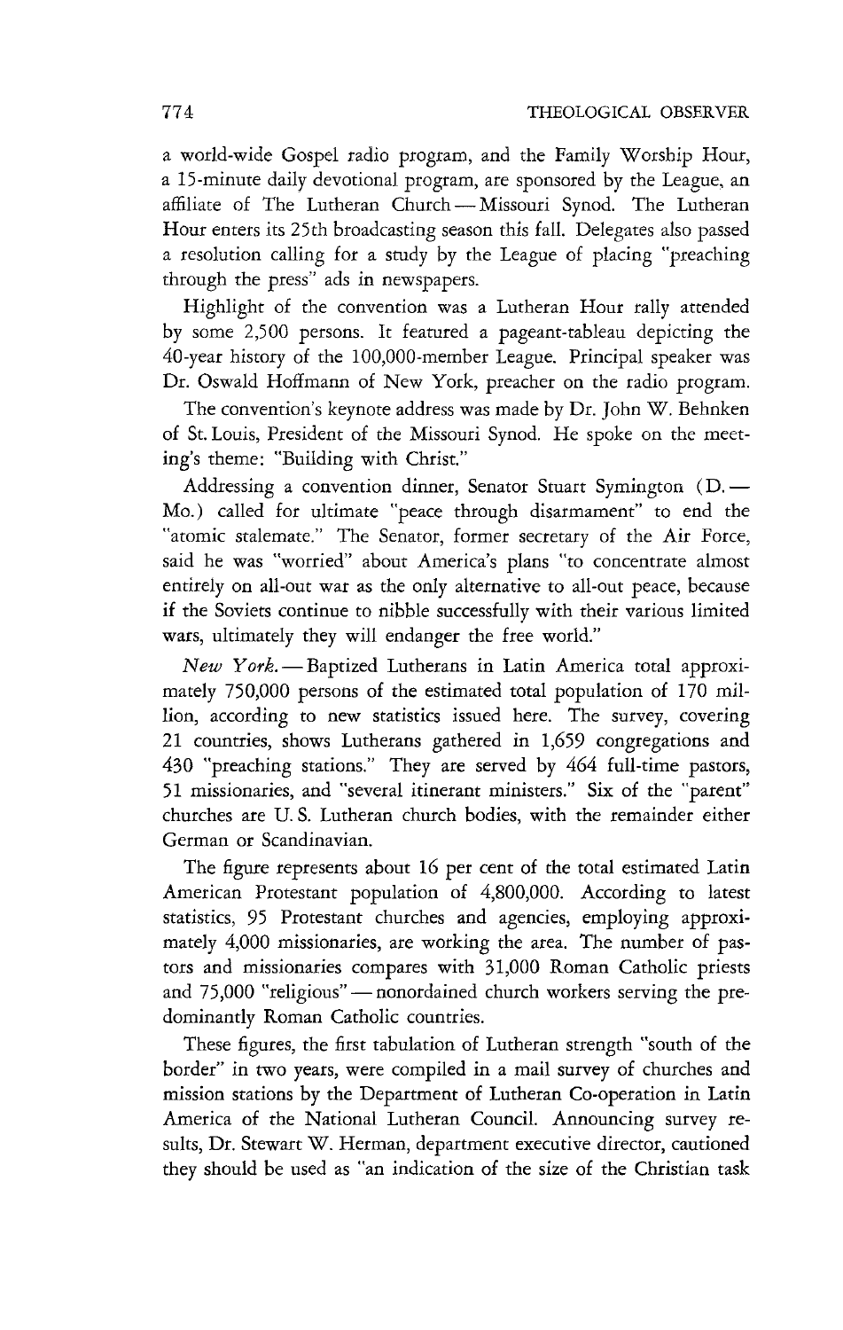a world-wide Gospel radio program, and the Family Worship Hour, a 15-minute daily devotional program, are sponsored by the League, an affiliate of The Lutheran Church — Missouri Synod. The Lutheran Hour enters its 25th broadcasting season this fall. Delegates also passed a resolution calling for a study by the League of placing "preaching through the press" ads in newspapers.

Highlight of the convention was a Lutheran Hour rally attended by some 2,500 persons. It featured a pageant-tableau depicting the 40-year history of the 100,000-member League. Principal speaker was Dr. Oswald Hoffmann of New York, preacher on the radio program.

The convention's keynote address was made by Dr. John W. Behnken of St. Louis, President of the Missouri Synod. He spoke on the meeting's theme: "Building with Christ."

Addressing a convention dinner, Senator Stuart Symington (D. — Mo.) called for ultimate "peace through disarmament" to end the "atomic stalemate." The Senator, former secretary of the Air Force, said he was "worried" about America's plans "to concentrate almost entirely on all-out war as the only alternative to all-out peace, because if the Soviets continue to nibble successfully with their various limited wars, ultimately they will endanger the free world."

*New York.* — Baptized Lutherans in Latin America total approximately 750,000 persons of the estimated total population of 170 million, according to new statistics issued here. The survey, covering 21 countries, shows Lutherans gathered in 1,659 congregations and 430 "preaching stations." They are served by 464 full-time pastors, 51 missionaries, and "several itinerant ministers." Six of the "parent" churches are U. S. Lutheran church bodies, with the remainder either German or Scandinavian.

The figure represents about 16 per cent of the total estimated Latin American Protestant population of 4,800,000. According to latest statistics, 95 Protestant churches and agencies, employing approximately 4,000 missionaries, are working the area. The number of pastors and missionaries compares with 31,000 Roman Catholic priests and 75,000 "religious" — nonordained church workers serving the predominantly Roman Catholic countries.

These figures, the first tabulation of Lutheran strength "south of the border" in two years, were compiled in a mail survey of churches and mission stations by the Department of Lutheran Co-operation in Latin America of the National Lutheran Council. Announcing survey results, Dr. Stewart W. Herman, department executive director, cautioned they should be used as "an indication of the size of the Christian task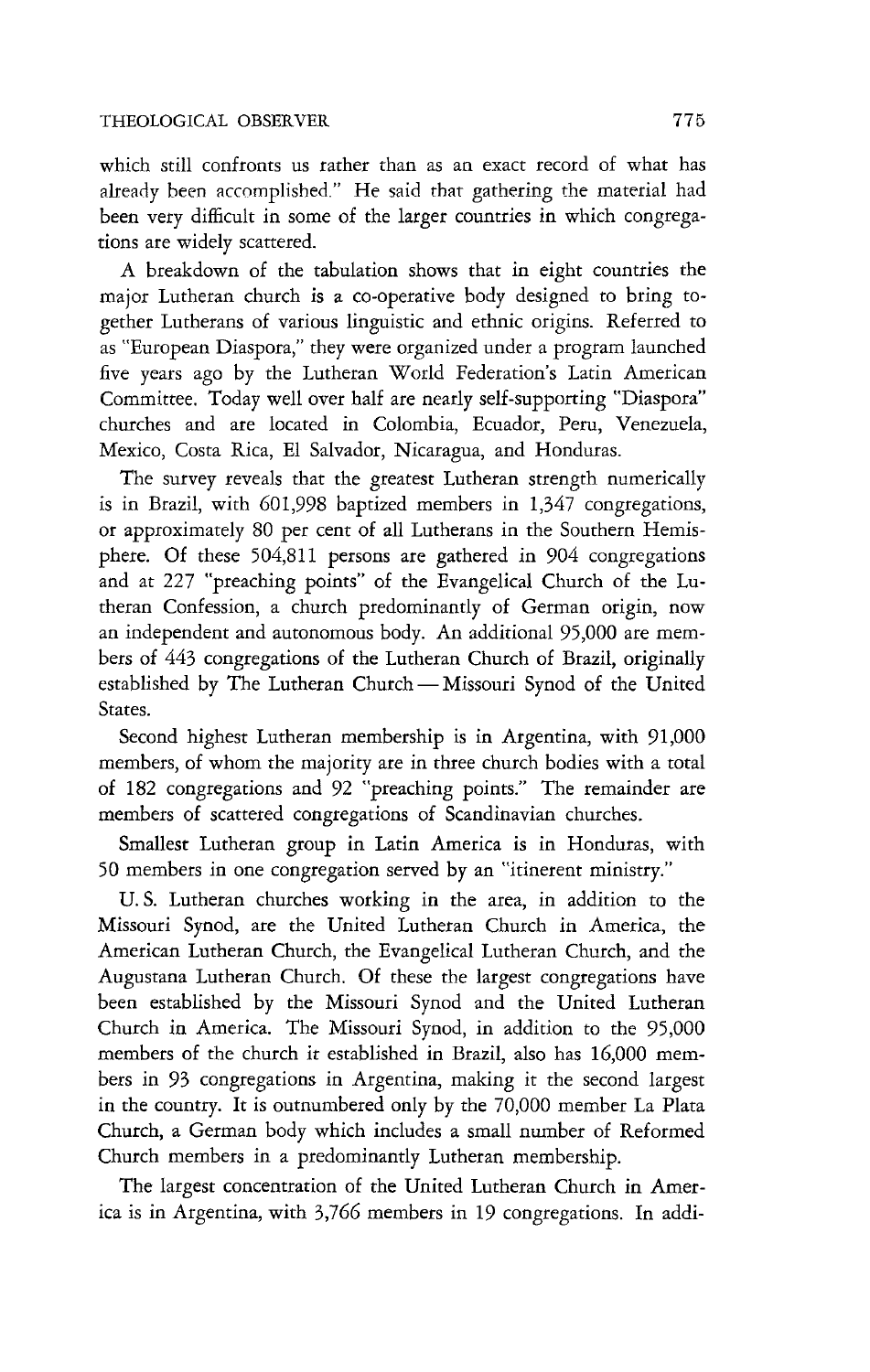which still confronts us rather than as an exact record of what has already been accomplished." He said that gathering the material had been very difficult in some of the larger countries in which congregations are widely scattered.

A breakdown of the tabulation shows that in eight countries the major Lutheran church is a co-operative body designed to bring together Lutherans of various linguistic and ethnic origins. Referred to as "European Diaspora," they were organized under a program launched five years ago by the Lutheran World Federation's Latin American Committee. Today well over half are nearly self-supporting "Diaspora" churches and are located in Colombia, Ecuador, Peru, Venezuela, Mexico, Costa Rica, El Salvador, Nicaragua, and Honduras.

The survey reveals that the greatest Lutheran strength numerically is in Brazil, with 601,998 baptized members in 1,347 congregations, or approximately 80 per cent of all Lutherans in the Southern Hemisphere. Of these 504,811 persons are gathered in 904 congregations and at 227 "preaching points" of the Evangelical Church of the Lutheran Confession, a church predominantly of German origin, now an independent and autonomous body. An additional 95,000 are members of 443 congregations of the Lutheran Church of Brazil, originally established by The Lutheran Church — Missouri Synod of the United States.

Second highest Lutheran membership is in Argentina, with 91,000 members, of whom the majority are in three church bodies with a total of 182 congregations and 92 "preaching points." The remainder are members of scattered congregations of Scandinavian churches.

Smallest Lutheran group in Latin America is in Honduras, with 50 members in one congregation served by an "itinerent ministry."

U. S. Lutheran churches working in the area, in addition to the Missouri Synod, are the United Lutheran Church in America, the American Lutheran Church, the Evangelical Lutheran Church, and the Augustana Lutheran Church. Of these the largest congregations have been established by the Missouri Synod and the United Lutheran Church in America. The Missouri Synod, in addition to the 95,000 members of the church it established in Brazil, also has 16,000 members in 93 congregations in Argentina, making it the second largest in the country. It is outnumbered only by the 70,000 member La Plata Church, a German body which includes a small number of Reformed Church members in a predominantly Lutheran membership.

The largest concentration of the United Lutheran Church in America is in Argentina, with 3,766 members in 19 congregations. In addi-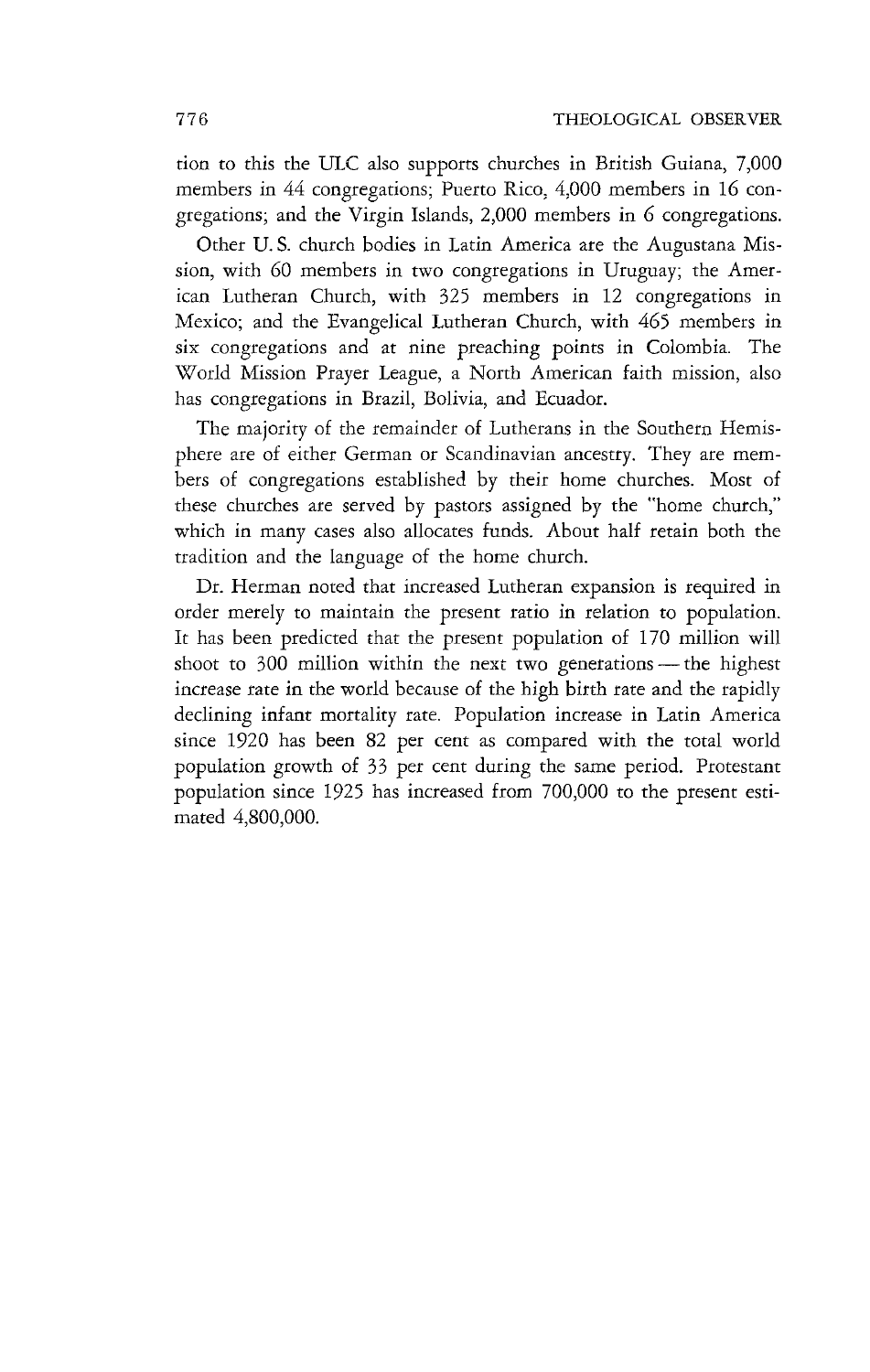tion to this the ULC also supports churches in British Guiana, 7,000 members in 44 congregations; Puerto Rico, 4,000 members in 16 congregations; and the Virgin Islands, 2,000 members in 6 congregations.

Other U. S. church bodies in Latin America are the Augustana Mission, with 60 members in two congregations in Uruguay; the American Lutheran Church, with 325 members in 12 congregations in Mexico; and the Evangelical Lutheran Church, with 465 members in six congregations and at nine preaching points in Colombia. The World Mission Prayer League, a North American faith mission, also has congregations in Brazil, Bolivia, and Ecuador.

The majority of the remainder of Lutherans in the Southern Hemisphere are of either German or Scandinavian ancestry. They are members of congregations established by their home churches. Most of these churches are served by pastors assigned by the "home church," which in many cases also allocates funds. About half retain both the tradition and the language of the home church.

Dr. Herman noted that increased Lutheran expansion is required in order merely to maintain the present ratio in relation to population. It has been predicted that the present population of 170 million will shoot to 300 million within the next two generations — the highest increase rate in the world because of the high birth rate and the rapidly declining infant mortality rate. Population increase in Latin America since 1920 has been 82 per cent as compared with the total world population growth of 33 per cent during the same period. Protestant population since 1925 has increased from 700,000 to the present estimated 4,800,000.